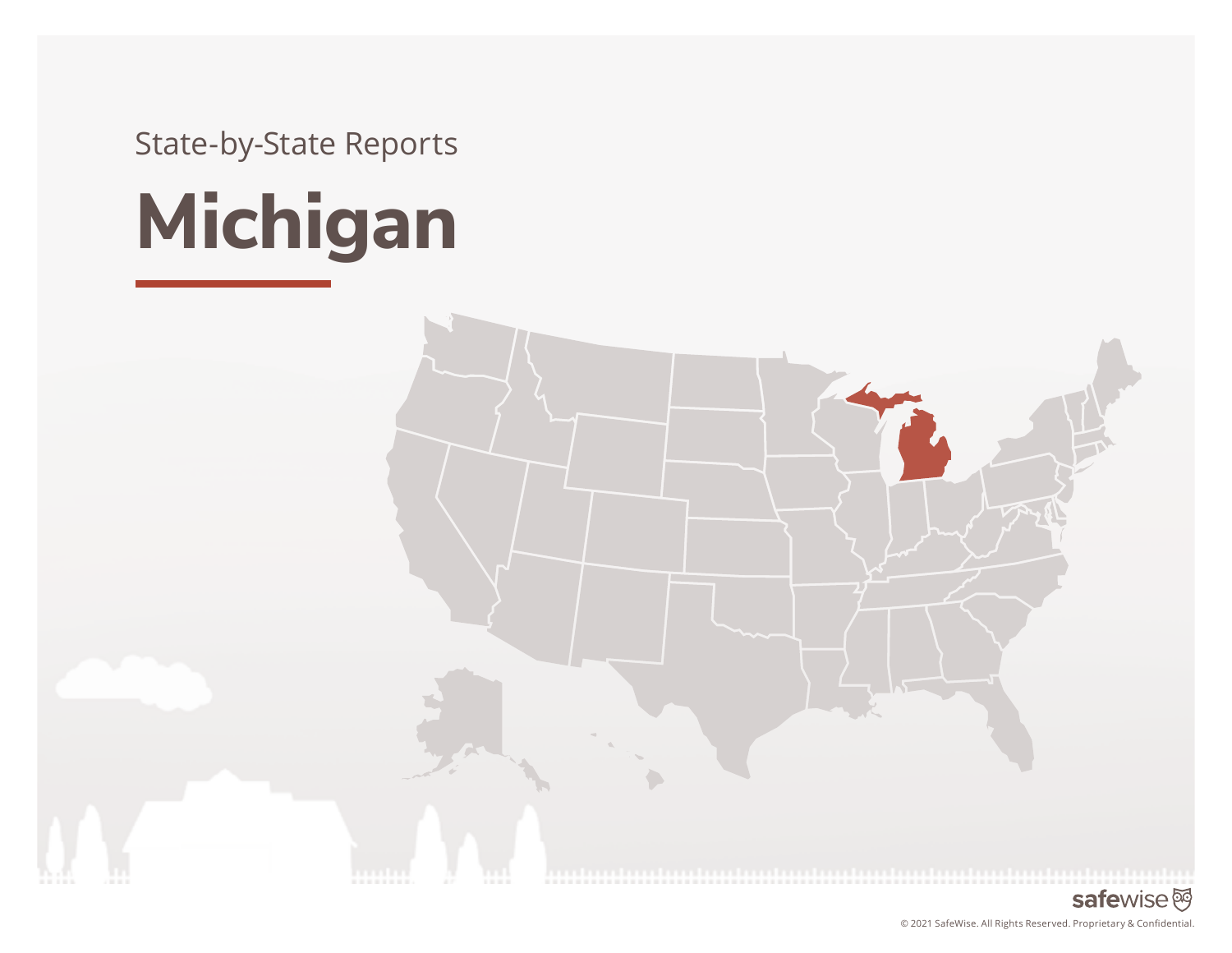State-by-State Reports

# Michigan

safewise

© 2021 SafeWise. All Rights Reserved. Proprietary & Confidential.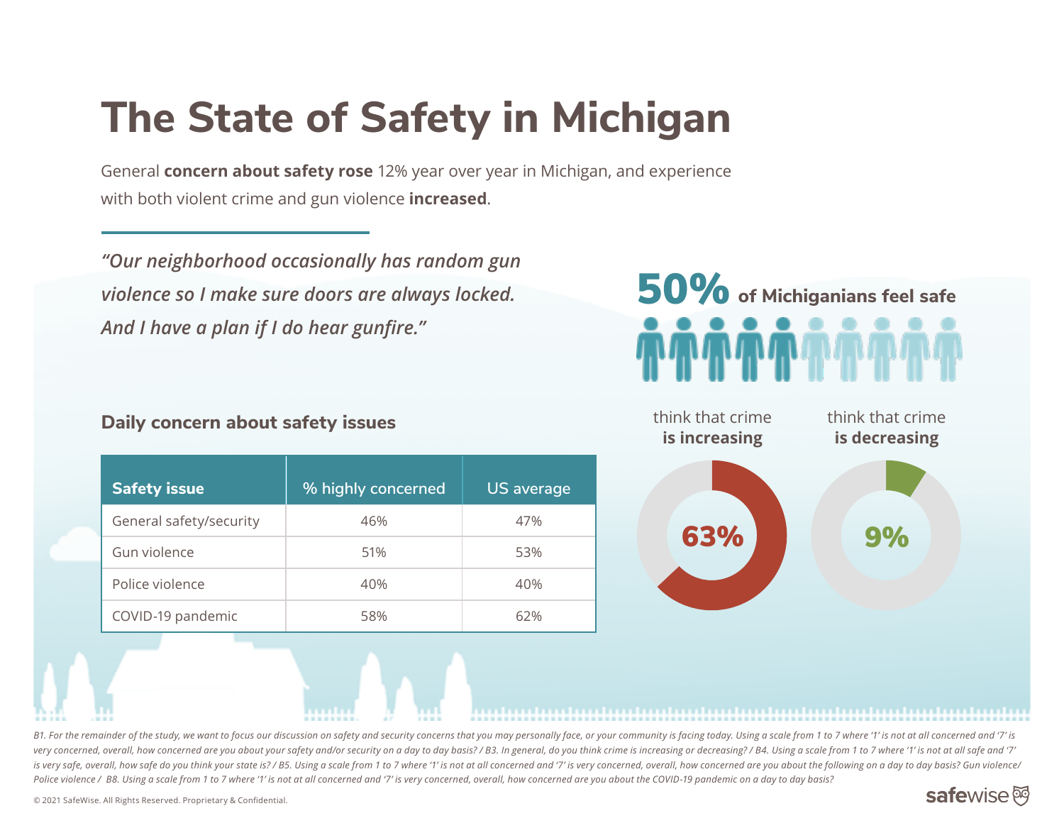# The State of Safety in Michigan

General **concern about safety rose** 12% year over year in Michigan, and experience with both violent crime and gun violence **increased**.

*"Our neighborhood occasionally has random gun violence so I make sure doors are always locked. And I have a plan if I do hear gunfire."*

**50%** **of Michiganians feel safe**

think that crime **is increasing**

**63%**

think that crime **is decreasing**

**9%**

## Daily concern about safety issues

| Safety issue | % highly concerned | US average |
|---|---|---|
| General safety/security | 46% | 47% |
| Gun violence | 51% | 53% |
| Police violence | 40% | 40% |
| COVID-19 pandemic | 58% | 62% |

*B1. For the remainder of the study, we want to focus our discussion on safety and security concerns that you may personally face, or your community is facing today. Using a scale from 1 to 7 where '1' is not at all concerned and '7' is very concerned, overall, how concerned are you about your safety and/or security on a day to day basis? / B3. In general, do you think crime is increasing or decreasing? / B4. Using a scale from 1 to 7 where '1' is not at all safe and '7' is very safe, overall, how safe do you think your state is? / B5. Using a scale from 1 to 7 where '1' is not at all concerned and '7' is very concerned, overall, how concerned are you about the following on a day to day basis? Gun violence/ Police violence / B8. Using a scale from 1 to 7 where '1' is not at all concerned and '7' is very concerned, overall, how concerned are you about the COVID-19 pandemic on a day to day basis?*

© 2021 SafeWise. All Rights Reserved. Proprietary & Confidential.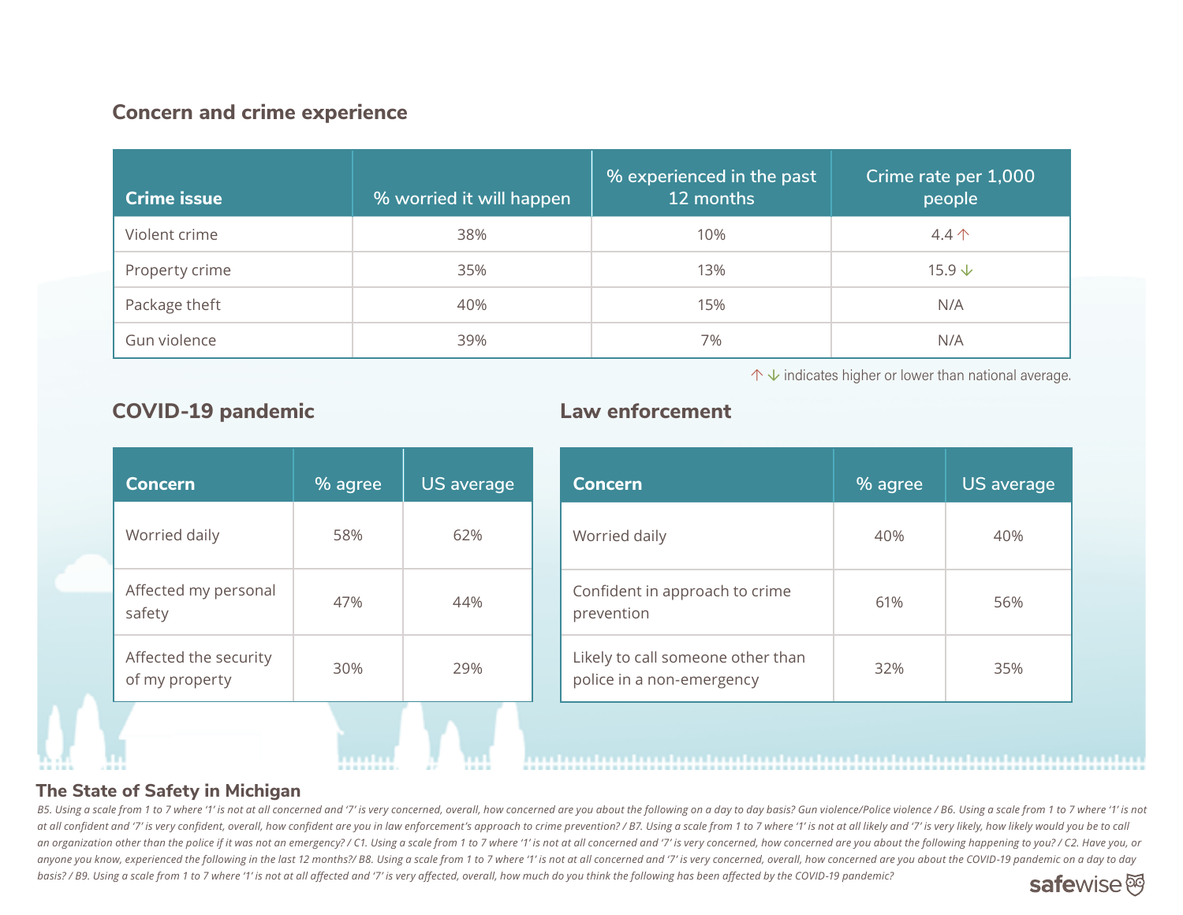## Concern and crime experience

| Crime issue | % worried it will happen | % experienced in the past 12 months | Crime rate per 1,000 people |
|---|---|---|---|
| Violent crime | 38% | 10% | 4.4 ↑ |
| Property crime | 35% | 13% | 15.9 ↓ |
| Package theft | 40% | 15% | N/A |
| Gun violence | 39% | 7% | N/A |

↑ ↓ indicates higher or lower than national average.

## COVID-19 pandemic

| Concern | % agree | US average |
|---|---|---|
| Worried daily | 58% | 62% |
| Affected my personal safety | 47% | 44% |
| Affected the security of my property | 30% | 29% |

## Law enforcement

| Concern | % agree | US average |
|---|---|---|
| Worried daily | 40% | 40% |
| Confident in approach to crime prevention | 61% | 56% |
| Likely to call someone other than police in a non-emergency | 32% | 35% |

**The State of Safety in Michigan**

*B5. Using a scale from 1 to 7 where '1' is not at all concerned and '7' is very concerned, overall, how concerned are you about the following on a day to day basis? Gun violence/Police violence / B6. Using a scale from 1 to 7 where '1' is not at all confident and '7' is very confident, overall, how confident are you in law enforcement's approach to crime prevention? / B7. Using a scale from 1 to 7 where '1' is not at all likely and '7' is very likely, how likely would you be to call an organization other than the police if it was not an emergency? / C1. Using a scale from 1 to 7 where '1' is not at all concerned and '7' is very concerned, how concerned are you about the following happening to you? / C2. Have you, or anyone you know, experienced the following in the last 12 months?/ B8. Using a scale from 1 to 7 where '1' is not at all concerned and '7' is very concerned, overall, how concerned are you about the COVID-19 pandemic on a day to day basis? / B9. Using a scale from 1 to 7 where '1' is not at all affected and '7' is very affected, overall, how much do you think the following has been affected by the COVID-19 pandemic?*

safewise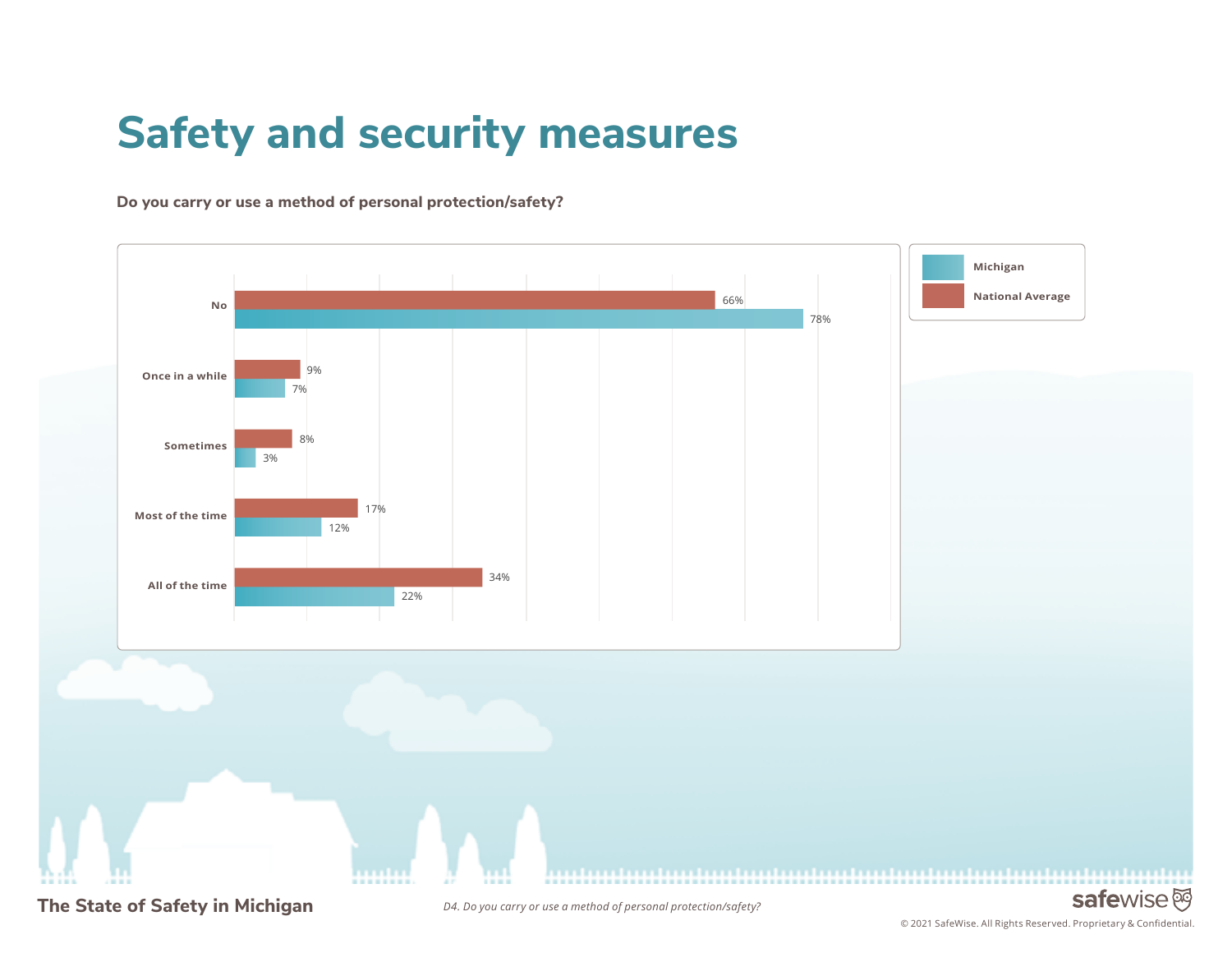# Safety and security measures

**Do you carry or use a method of personal protection/safety?**

| Response | National Average | Michigan |
| --- | --- | --- |
| No | 66% | 78% |
| Once in a while | 9% | 7% |
| Sometimes | 8% | 3% |
| Most of the time | 17% | 12% |
| All of the time | 34% | 22% |

*D4. Do you carry or use a method of personal protection/safety?*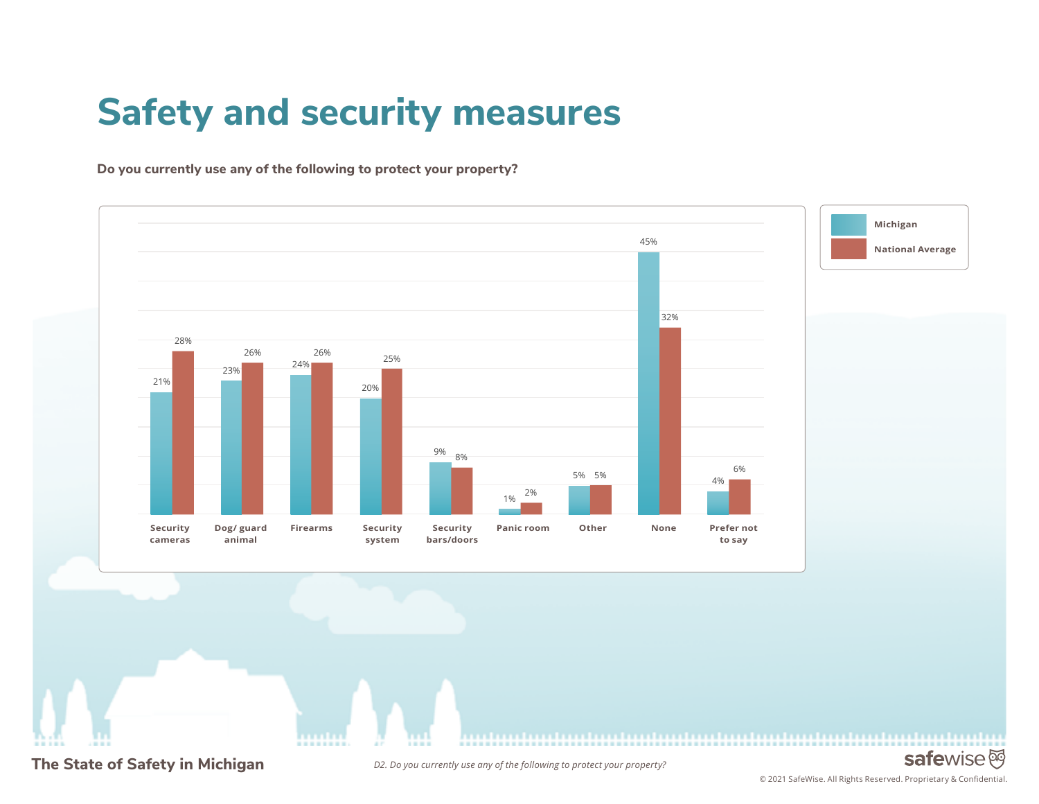# Safety and security measures

**Do you currently use any of the following to protect your property?**

Michigan
National Average

21%
28%
Security cameras

23%
26%
Dog/ guard animal

24%
26%
Firearms

20%
25%
Security system

9%
8%
Security bars/doors

1%
2%
Panic room

5%
5%
Other

45%
32%
None

4%
6%
Prefer not to say

**The State of Safety in Michigan**

*D2. Do you currently use any of the following to protect your property?*

safewise

© 2021 SafeWise. All Rights Reserved. Proprietary & Confidential.